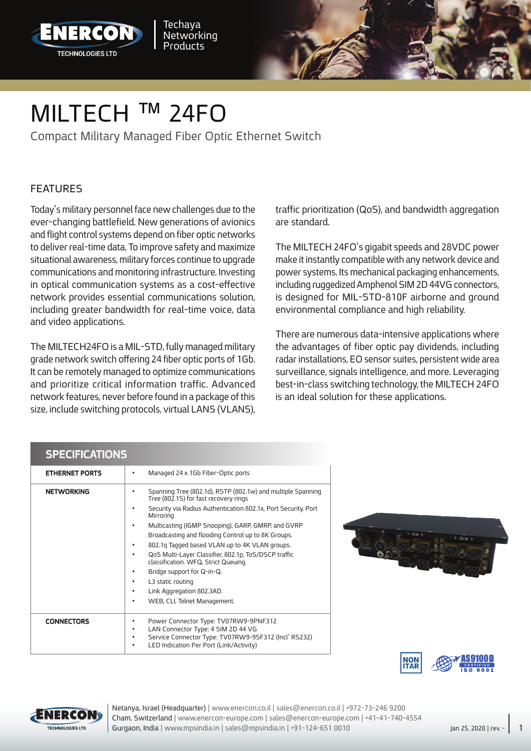Techaya Networking Products

# MILTECH ™ 24FO

Compact Military Managed Fiber Optic Ethernet Switch

## FEATURES

Today's military personnel face new challenges due to the ever-changing battlefield. New generations of avionics and flight control systems depend on fiber optic networks to deliver real-time data. To improve safety and maximize situational awareness, military forces continue to upgrade communications and monitoring infrastructure. Investing in optical communication systems as a cost-effective network provides essential communications solution, including greater bandwidth for real-time voice, data and video applications.

The MILTECH24FO is a MIL-STD, fully managed military grade network switch offering 24 fiber optic ports of 1Gb. It can be remotely managed to optimize communications and prioritize critical information traffic. Advanced network features, never before found in a package of this size, include switching protocols, virtual LANS (VLANS), traffic prioritization (QoS), and bandwidth aggregation are standard.

The MILTECH 24FO's gigabit speeds and 28VDC power make it instantly compatible with any network device and power systems. Its mechanical packaging enhancements, including ruggedized Amphenol SIM 2D 44VG connectors, is designed for MIL-STD-810F airborne and ground environmental compliance and high reliability.

There are numerous data-intensive applications where the advantages of fiber optic pay dividends, including radar installations, EO sensor suites, persistent wide area surveillance, signals intelligence, and more. Leveraging best-in-class switching technology, the MILTECH 24FO is an ideal solution for these applications.

## SPECIFICATIONS

| | |
|---|---|
| **ETHERNET PORTS** | • Managed 24 x 1Gb Fiber-Optic ports |
| **NETWORKING** | • Spanning Tree (802.1d), RSTP (802.1w) and multiple Spanning Tree (802.1S) for fast recovery rings<br>• Security via Radius Authentication 802.1x, Port Security, Port Mirroring<br>• Multicasting (IGMP Snooping), GARP, GMRP, and GVRP Broadcasting and flooding Control up to 8K Groups.<br>• 802.1q Tagged based VLAN up to 4K VLAN groups.<br>• QoS Multi-Layer Classifier, 802.1p, ToS/DSCP traffic classification. WFQ, Strict Queuing.<br>• Bridge support for Q-in-Q.<br>• L3 static routing<br>• Link Aggregation 802.3AD.<br>• WEB, CLI, Telnet Management. |
| **CONNECTORS** | • Power Connector Type: TV07RW9-9PNF312<br>• LAN Connector Type: 4 SIM 2D 44 VG<br>• Service Connector Type: TV07RW9-9SF312 (Incl' RS232)<br>• LED Indication Per Port (Link/Activity) |

NON ITAR | AS9100D CERTIFIED ISO 9001

Netanya, Israel (Headquarter) | www.enercon.co.il | sales@enercon.co.il | +972-73-246 9200
Cham, Switzerland | www.enercon-europe.com | sales@enercon-europe.com | +41-41-740-4554
Gurgaon, India | www.mpsindia.in | sales@mpsindia.in | +91-124-651 0010

Jan 25, 2020 | rev. -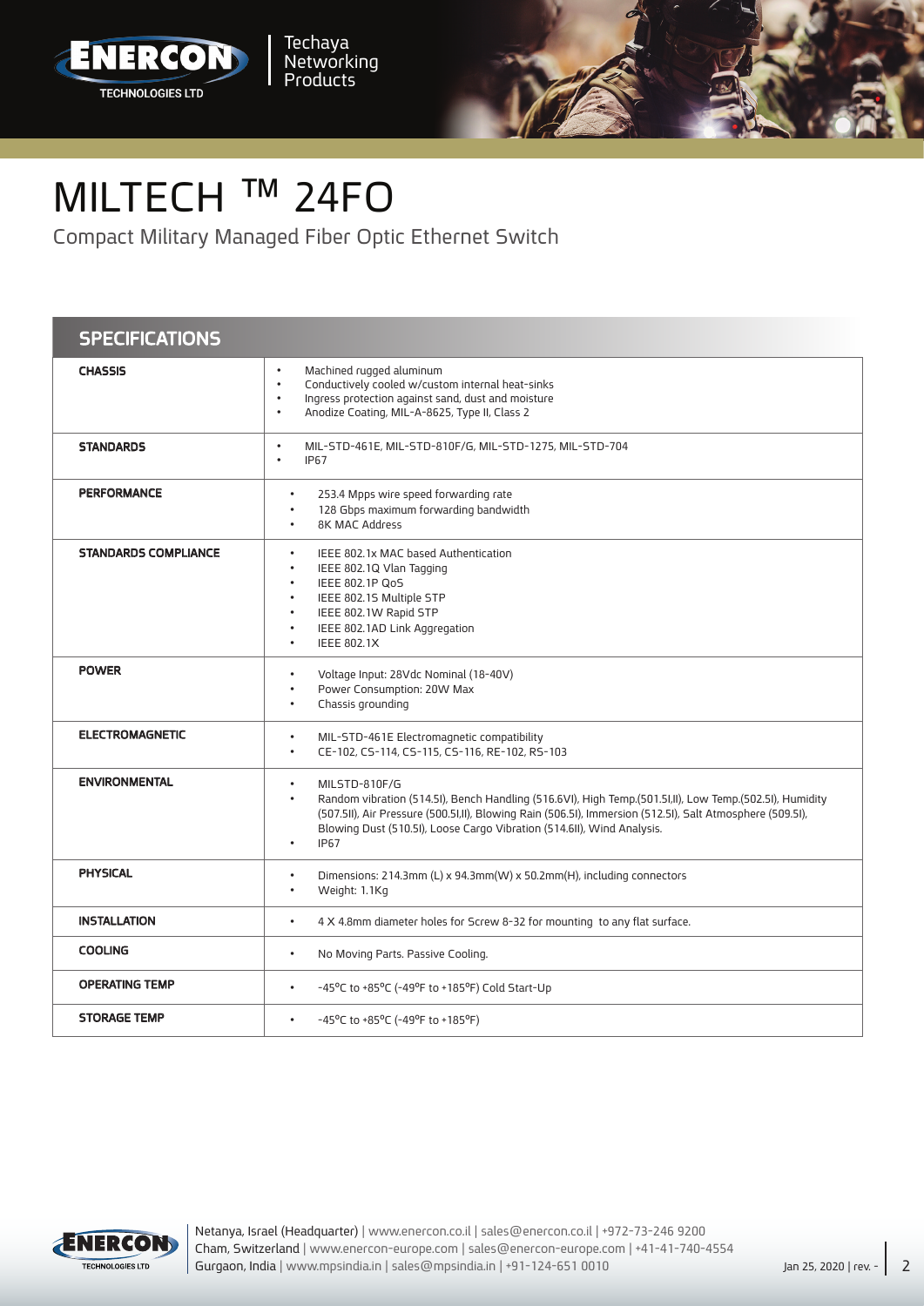# MILTECH ™ 24FO

Compact Military Managed Fiber Optic Ethernet Switch

## SPECIFICATIONS

| | |
|---|---|
| **CHASSIS** | • Machined rugged aluminum<br>• Conductively cooled w/custom internal heat-sinks<br>• Ingress protection against sand, dust and moisture<br>• Anodize Coating, MIL-A-8625, Type II, Class 2 |
| **STANDARDS** | • MIL-STD-461E, MIL-STD-810F/G, MIL-STD-1275, MIL-STD-704<br>• IP67 |
| **PERFORMANCE** | • 253.4 Mpps wire speed forwarding rate<br>• 128 Gbps maximum forwarding bandwidth<br>• 8K MAC Address |
| **STANDARDS COMPLIANCE** | • IEEE 802.1x MAC based Authentication<br>• IEEE 802.1Q Vlan Tagging<br>• IEEE 802.1P QoS<br>• IEEE 802.1S Multiple STP<br>• IEEE 802.1W Rapid STP<br>• IEEE 802.1AD Link Aggregation<br>• IEEE 802.1X |
| **POWER** | • Voltage Input: 28Vdc Nominal (18-40V)<br>• Power Consumption: 20W Max<br>• Chassis grounding |
| **ELECTROMAGNETIC** | • MIL-STD-461E Electromagnetic compatibility<br>• CE-102, CS-114, CS-115, CS-116, RE-102, RS-103 |
| **ENVIRONMENTAL** | • MILSTD-810F/G<br>• Random vibration (514.5I), Bench Handling (516.6VI), High Temp.(501.5I,II), Low Temp.(502.5I), Humidity (507.5II), Air Pressure (500.5I,II), Blowing Rain (506.5I), Immersion (512.5I), Salt Atmosphere (509.5I), Blowing Dust (510.5I), Loose Cargo Vibration (514.6II), Wind Analysis.<br>• IP67 |
| **PHYSICAL** | • Dimensions: 214.3mm (L) x 94.3mm(W) x 50.2mm(H), including connectors<br>• Weight: 1.1Kg |
| **INSTALLATION** | • 4 X 4.8mm diameter holes for Screw 8-32 for mounting to any flat surface. |
| **COOLING** | • No Moving Parts. Passive Cooling. |
| **OPERATING TEMP** | • -45°C to +85°C (-49°F to +185°F) Cold Start-Up |
| **STORAGE TEMP** | • -45°C to +85°C (-49°F to +185°F) |

Netanya, Israel (Headquarter) | www.enercon.co.il | sales@enercon.co.il | +972-73-246 9200
Cham, Switzerland | www.enercon-europe.com | sales@enercon-europe.com | +41-41-740-4554
Gurgaon, India | www.mpsindia.in | sales@mpsindia.in | +91-124-651 0010

Jan 25, 2020 | rev. -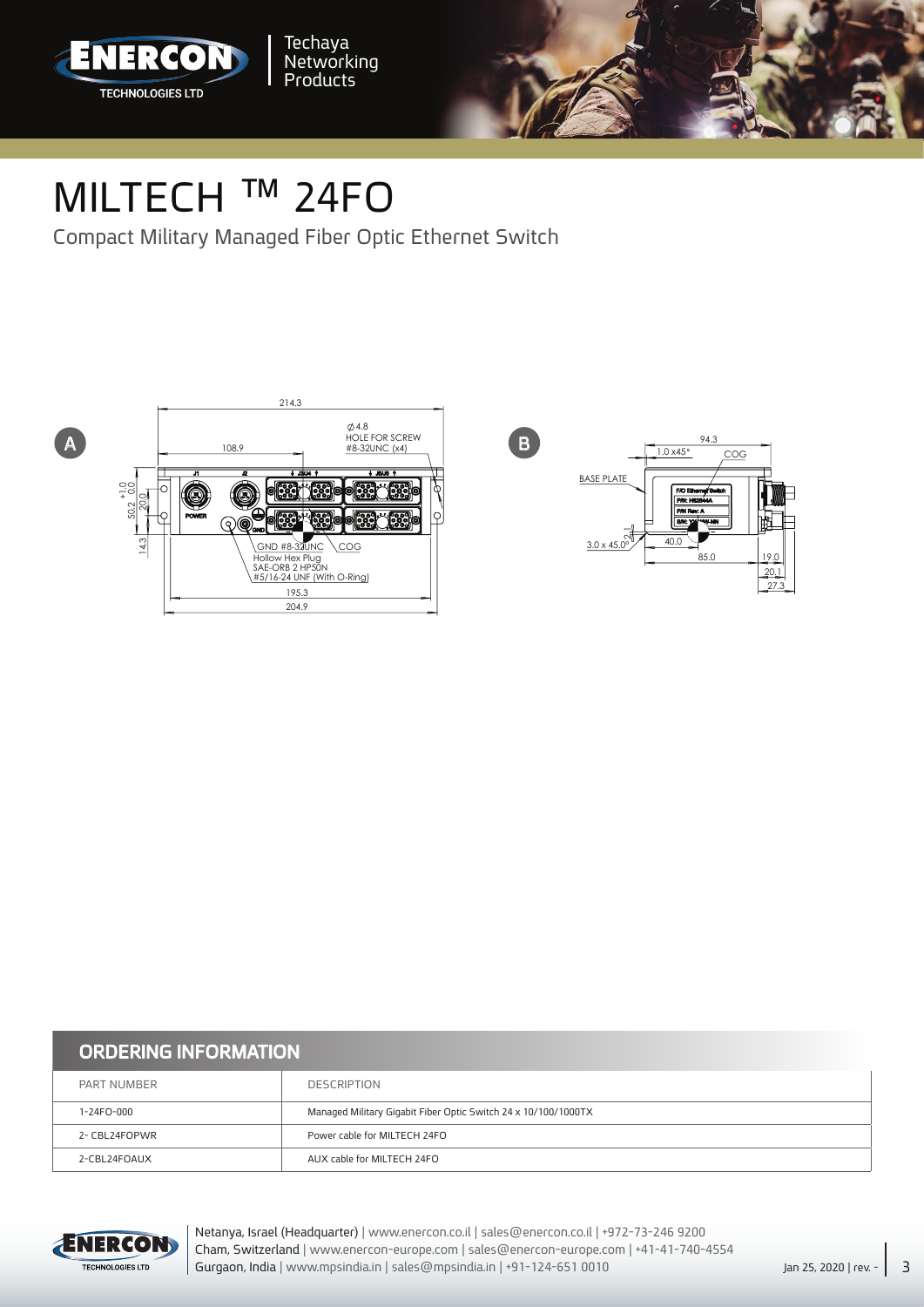# MILTECH ™ 24FO

Compact Military Managed Fiber Optic Ethernet Switch

A

214.3

108.9

⌀4.8
HOLE FOR SCREW
#8-32UNC (x4)

+1.0
0.0
50.2
20.0
14.3

GND #8-32UNC
Hollow Hex Plug
SAE-ORB 2 HP50N
#5/16-24 UNF (With O-Ring)

COG

195.3

204.9

B

94.3

1.0 x45°

COG

BASE PLATE

3.0 x 45.0°

40.0

85.0

19.0

20.1

27.3

## ORDERING INFORMATION

| PART NUMBER | DESCRIPTION |
|---|---|
| 1-24FO-000 | Managed Military Gigabit Fiber Optic Switch 24 x 10/100/1000TX |
| 2- CBL24FOPWR | Power cable for MILTECH 24FO |
| 2-CBL24FOAUX | AUX cable for MILTECH 24FO |

Netanya, Israel (Headquarter) | www.enercon.co.il | sales@enercon.co.il | +972-73-246 9200
Cham, Switzerland | www.enercon-europe.com | sales@enercon-europe.com | +41-41-740-4554
Gurgaon, India | www.mpsindia.in | sales@mpsindia.in | +91-124-651 0010

Jan 25, 2020 | rev. -